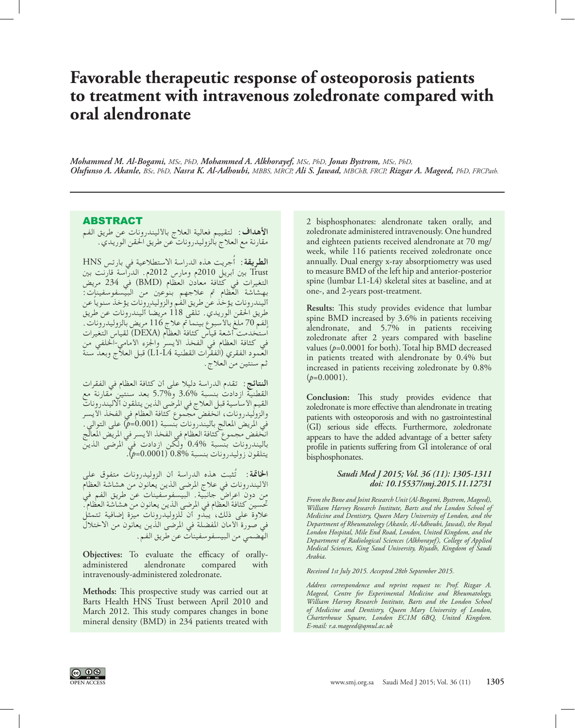# Favorable therapeutic response of osteoporosis patients to treatment with intravenous zoledronate compared with oral alendronate

*Mohammed M. Al-Bogami, MSc, PhD, Mohammed A. Alkhorayef, MSc, PhD, Jonas Bystrom, MSc, PhD, Olufunso A. Akanle, BSc, PhD, Nasra K. Al-Adhoubi, MBBS, MRCP, Ali S. Jawad, MBChB, FRCP, Rizgar A. Mageed, PhD, FRCPath.*

## ABSTRACT

**الأهداف:** لتقييم فعالية العلاج بالأليندرونات عن طريق الفم مقارنة مع العلاج بالزوليدرونات عن طريق الحقن الوريدي.

**الطريقة:** أُجريت هذه الدراسة الاستطلاعية في بارتس HNS Trust بين أبريل 2010م ومارس 2012م. الدراسة قارنت بين التغيرات في كثافة معادن العظام (BMD) في 234 مريض بهشاشة العظام تم علاجهم بنوعين من البيسفوسفينات: أليندرونات يؤخذ عن طريق الفم والزوليدرونات يؤخذ سنوياً عن طريق الحقن الوريدي. تلقى 118 مريضاً أليندرونات عن طريق الفم 70 ملغ بالأسبوع بينما تم علاج 116 مريض بالزوليدرونات. أُستخدمت أشعة قياس كثافة العظام (DEXA) لقياس التغيرات في كثافة العظام في الفخذ الأيسر والجزء الأمامي-الخلفي من العمود الفقري (الفقرات القطنية L1-L4) قبل العلاج وبعد سنة ثم سنتين من العلاج.

**النتائج:** تقدم الدراسة دليلا على أن كثافة العظام في الفقرات القطنية ازدادت بنسبة 3.6% و5.7% بعد سنتين مقارنة مع القيم الأساسية قبل العلاج في المرضى الذين يتلقون الأليندرونات والزوليدرونات، انخفض مجموع كثافة العظام في الفخذ الأيسر في المريض المعالج بالیندرونات بنسبة (p=0.001) على التوالي. انخفض مجموع كثافة العظام في الفخذ الأيسر في المريض المعالج بأليندرونات بنسبة 0.4% ولكن ازدادت في المرضى الذين يتلقون زوليدرونات بنسبة 0.8% (p=0.0001).

**الخاتمة:** تُثبت هذه الدراسة أن الزوليدرونات متفوق على الأليندرونات في علاج المرضى الذين يعانون من هشاشة العظام من دون اعراض جانبية. البيسفوسفينات عن طريق الفم في تحسين كثافة العظام في المرضى الذين يعانون من هشاشة العظام. علاوة على ذلك، يبدو أن للزوليدرونات ميزة إضافية تتمثل في صورة الأمان المفضلة في المرضى الذين يعانون من الاختلال الهضمي من البيسفوسفينات عن طريق الفم.

**Objectives:** To evaluate the efficacy of orally-administered alendronate compared with intravenously-administered zoledronate.

**Methods:** This prospective study was carried out at Barts Health HNS Trust between April 2010 and March 2012. This study compares changes in bone mineral density (BMD) in 234 patients treated with 2 bisphosphonates: alendronate taken orally, and zoledronate administered intravenously. One hundred and eighteen patients received alendronate at 70 mg/week, while 116 patients received zoledronate once annually. Dual energy x-ray absorptiometry was used to measure BMD of the left hip and anterior-posterior spine (lumbar L1-L4) skeletal sites at baseline, and at one-, and 2-years post-treatment.

**Results:** This study provides evidence that lumbar spine BMD increased by 3.6% in patients receiving alendronate, and 5.7% in patients receiving zoledronate after 2 years compared with baseline values ($p$=0.0001 for both). Total hip BMD decreased in patients treated with alendronate by 0.4% but increased in patients receiving zoledronate by 0.8% ($p$=0.0001).

**Conclusion:** This study provides evidence that zoledronate is more effective than alendronate in treating patients with osteoporosis and with no gastrointestinal (GI) serious side effects. Furthermore, zoledronate appears to have the added advantage of a better safety profile in patients suffering from GI intolerance of oral bisphosphonates.

***Saudi Med J 2015; Vol. 36 (11): 1305-1311***
***doi: 10.15537/smj.2015.11.12731***

*From the Bone and Joint Research Unit (Al-Bogami, Bystrom, Mageed), William Harvey Research Institute, Barts and the London School of Medicine and Dentistry, Queen Mary University of London, and the Department of Rheumatology (Akanle, Al-Adhoubi, Jawad), the Royal London Hospital, Mile End Road, London, United Kingdom, and the Department of Radiological Sciences (Alkhorayef), College of Applied Medical Sciences, King Saud University, Riyadh, Kingdom of Saudi Arabia.*

*Received 1st July 2015. Accepted 28th September 2015.*

*Address correspondence and reprint request to: Prof. Rizgar A. Mageed, Centre for Experimental Medicine and Rheumatology, William Harvey Research Institute, Barts and the London School of Medicine and Dentistry, Queen Mary University of London, Charterhouse Square, London EC1M 6BQ, United Kingdom. E-mail: r.a.mageed@qmul.ac.uk*

OPEN ACCESS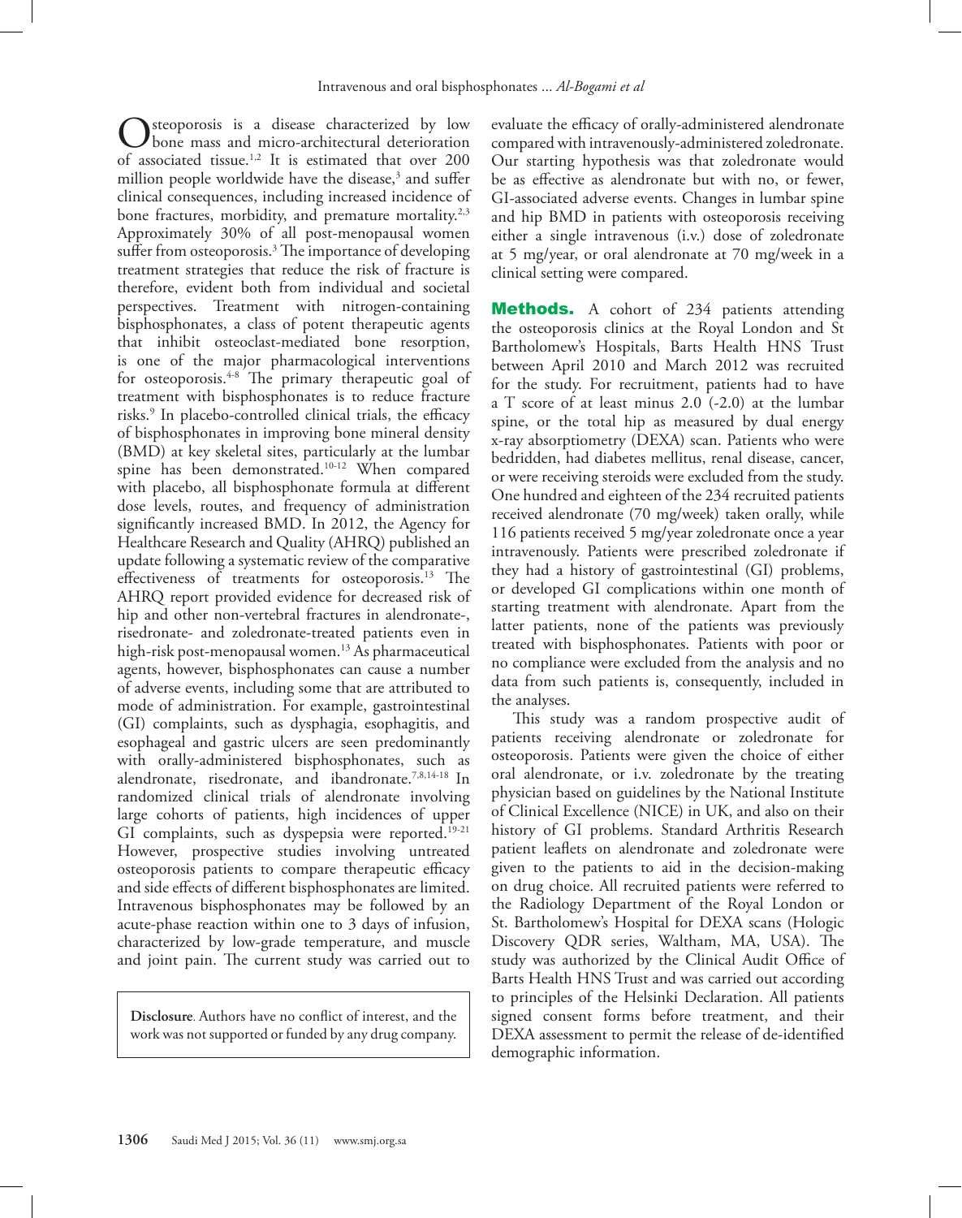Osteoporosis is a disease characterized by low bone mass and micro-architectural deterioration of associated tissue.[1,2] It is estimated that over 200 million people worldwide have the disease,[3] and suffer clinical consequences, including increased incidence of bone fractures, morbidity, and premature mortality.[2,3] Approximately 30% of all post-menopausal women suffer from osteoporosis.[3] The importance of developing treatment strategies that reduce the risk of fracture is therefore, evident both from individual and societal perspectives. Treatment with nitrogen-containing bisphosphonates, a class of potent therapeutic agents that inhibit osteoclast-mediated bone resorption, is one of the major pharmacological interventions for osteoporosis.[4-8] The primary therapeutic goal of treatment with bisphosphonates is to reduce fracture risks.[9] In placebo-controlled clinical trials, the efficacy of bisphosphonates in improving bone mineral density (BMD) at key skeletal sites, particularly at the lumbar spine has been demonstrated.[10-12] When compared with placebo, all bisphosphonate formula at different dose levels, routes, and frequency of administration significantly increased BMD. In 2012, the Agency for Healthcare Research and Quality (AHRQ) published an update following a systematic review of the comparative effectiveness of treatments for osteoporosis.[13] The AHRQ report provided evidence for decreased risk of hip and other non-vertebral fractures in alendronate-, risedronate- and zoledronate-treated patients even in high-risk post-menopausal women.[13] As pharmaceutical agents, however, bisphosphonates can cause a number of adverse events, including some that are attributed to mode of administration. For example, gastrointestinal (GI) complaints, such as dysphagia, esophagitis, and esophageal and gastric ulcers are seen predominantly with orally-administered bisphosphonates, such as alendronate, risedronate, and ibandronate.[7,8,14-18] In randomized clinical trials of alendronate involving large cohorts of patients, high incidences of upper GI complaints, such as dyspepsia were reported.[19-21] However, prospective studies involving untreated osteoporosis patients to compare therapeutic efficacy and side effects of different bisphosphonates are limited. Intravenous bisphosphonates may be followed by an acute-phase reaction within one to 3 days of infusion, characterized by low-grade temperature, and muscle and joint pain. The current study was carried out to evaluate the efficacy of orally-administered alendronate compared with intravenously-administered zoledronate. Our starting hypothesis was that zoledronate would be as effective as alendronate but with no, or fewer, GI-associated adverse events. Changes in lumbar spine and hip BMD in patients with osteoporosis receiving either a single intravenous (i.v.) dose of zoledronate at 5 mg/year, or oral alendronate at 70 mg/week in a clinical setting were compared.

**Disclosure**. Authors have no conflict of interest, and the work was not supported or funded by any drug company.

## Methods.

A cohort of 234 patients attending the osteoporosis clinics at the Royal London and St Bartholomew's Hospitals, Barts Health HNS Trust between April 2010 and March 2012 was recruited for the study. For recruitment, patients had to have a T score of at least minus 2.0 (-2.0) at the lumbar spine, or the total hip as measured by dual energy x-ray absorptiometry (DEXA) scan. Patients who were bedridden, had diabetes mellitus, renal disease, cancer, or were receiving steroids were excluded from the study. One hundred and eighteen of the 234 recruited patients received alendronate (70 mg/week) taken orally, while 116 patients received 5 mg/year zoledronate once a year intravenously. Patients were prescribed zoledronate if they had a history of gastrointestinal (GI) problems, or developed GI complications within one month of starting treatment with alendronate. Apart from the latter patients, none of the patients was previously treated with bisphosphonates. Patients with poor or no compliance were excluded from the analysis and no data from such patients is, consequently, included in the analyses.

This study was a random prospective audit of patients receiving alendronate or zoledronate for osteoporosis. Patients were given the choice of either oral alendronate, or i.v. zoledronate by the treating physician based on guidelines by the National Institute of Clinical Excellence (NICE) in UK, and also on their history of GI problems. Standard Arthritis Research patient leaflets on alendronate and zoledronate were given to the patients to aid in the decision-making on drug choice. All recruited patients were referred to the Radiology Department of the Royal London or St. Bartholomew's Hospital for DEXA scans (Hologic Discovery QDR series, Waltham, MA, USA). The study was authorized by the Clinical Audit Office of Barts Health HNS Trust and was carried out according to principles of the Helsinki Declaration. All patients signed consent forms before treatment, and their DEXA assessment to permit the release of de-identified demographic information.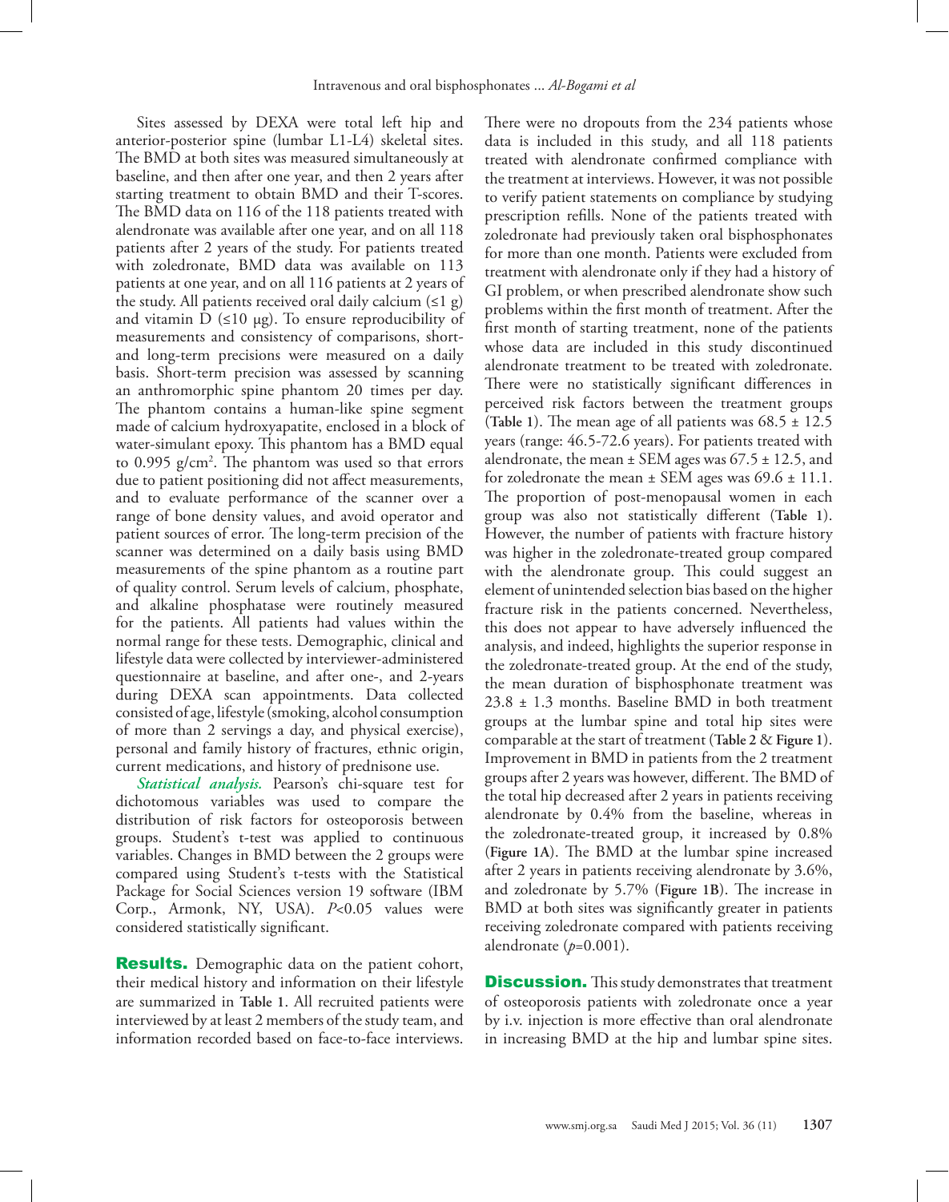Sites assessed by DEXA were total left hip and anterior-posterior spine (lumbar L1-L4) skeletal sites. The BMD at both sites was measured simultaneously at baseline, and then after one year, and then 2 years after starting treatment to obtain BMD and their T-scores. The BMD data on 116 of the 118 patients treated with alendronate was available after one year, and on all 118 patients after 2 years of the study. For patients treated with zoledronate, BMD data was available on 113 patients at one year, and on all 116 patients at 2 years of the study. All patients received oral daily calcium (≤1 g) and vitamin D (≤10 μg). To ensure reproducibility of measurements and consistency of comparisons, short- and long-term precisions were measured on a daily basis. Short-term precision was assessed by scanning an anthromorphic spine phantom 20 times per day. The phantom contains a human-like spine segment made of calcium hydroxyapatite, enclosed in a block of water-simulant epoxy. This phantom has a BMD equal to 0.995 g/cm$^2$. The phantom was used so that errors due to patient positioning did not affect measurements, and to evaluate performance of the scanner over a range of bone density values, and avoid operator and patient sources of error. The long-term precision of the scanner was determined on a daily basis using BMD measurements of the spine phantom as a routine part of quality control. Serum levels of calcium, phosphate, and alkaline phosphatase were routinely measured for the patients. All patients had values within the normal range for these tests. Demographic, clinical and lifestyle data were collected by interviewer-administered questionnaire at baseline, and after one-, and 2-years during DEXA scan appointments. Data collected consisted of age, lifestyle (smoking, alcohol consumption of more than 2 servings a day, and physical exercise), personal and family history of fractures, ethnic origin, current medications, and history of prednisone use.

***Statistical analysis.*** Pearson's chi-square test for dichotomous variables was used to compare the distribution of risk factors for osteoporosis between groups. Student's t-test was applied to continuous variables. Changes in BMD between the 2 groups were compared using Student's t-tests with the Statistical Package for Social Sciences version 19 software (IBM Corp., Armonk, NY, USA). $P<0.05$ values were considered statistically significant.

**Results.** Demographic data on the patient cohort, their medical history and information on their lifestyle are summarized in **Table 1**. All recruited patients were interviewed by at least 2 members of the study team, and information recorded based on face-to-face interviews. There were no dropouts from the 234 patients whose data is included in this study, and all 118 patients treated with alendronate confirmed compliance with the treatment at interviews. However, it was not possible to verify patient statements on compliance by studying prescription refills. None of the patients treated with zoledronate had previously taken oral bisphosphonates for more than one month. Patients were excluded from treatment with alendronate only if they had a history of GI problem, or when prescribed alendronate show such problems within the first month of treatment. After the first month of starting treatment, none of the patients whose data are included in this study discontinued alendronate treatment to be treated with zoledronate. There were no statistically significant differences in perceived risk factors between the treatment groups (**Table 1**). The mean age of all patients was 68.5 ± 12.5 years (range: 46.5-72.6 years). For patients treated with alendronate, the mean ± SEM ages was 67.5 ± 12.5, and for zoledronate the mean ± SEM ages was 69.6 ± 11.1. The proportion of post-menopausal women in each group was also not statistically different (**Table 1**). However, the number of patients with fracture history was higher in the zoledronate-treated group compared with the alendronate group. This could suggest an element of unintended selection bias based on the higher fracture risk in the patients concerned. Nevertheless, this does not appear to have adversely influenced the analysis, and indeed, highlights the superior response in the zoledronate-treated group. At the end of the study, the mean duration of bisphosphonate treatment was 23.8 ± 1.3 months. Baseline BMD in both treatment groups at the lumbar spine and total hip sites were comparable at the start of treatment (**Table 2** & **Figure 1**). Improvement in BMD in patients from the 2 treatment groups after 2 years was however, different. The BMD of the total hip decreased after 2 years in patients receiving alendronate by 0.4% from the baseline, whereas in the zoledronate-treated group, it increased by 0.8% (**Figure 1A**). The BMD at the lumbar spine increased after 2 years in patients receiving alendronate by 3.6%, and zoledronate by 5.7% (**Figure 1B**). The increase in BMD at both sites was significantly greater in patients receiving zoledronate compared with patients receiving alendronate ($p=0.001$).

**Discussion.** This study demonstrates that treatment of osteoporosis patients with zoledronate once a year by i.v. injection is more effective than oral alendronate in increasing BMD at the hip and lumbar spine sites.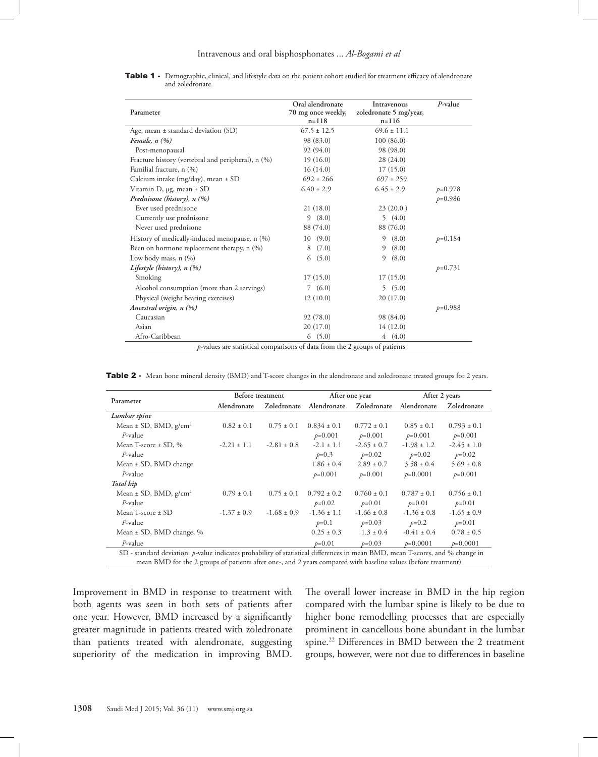**Table 1 -** Demographic, clinical, and lifestyle data on the patient cohort studied for treatment efficacy of alendronate and zoledronate.

| Parameter | Oral alendronate 70 mg once weekly, n=118 | Intravenous zoledronate 5 mg/year, n=116 | *P*-value |
|---|---|---|---|
| Age, mean ± standard deviation (SD) | 67.5 ± 12.5 | 69.6 ± 11.1 | |
| *Female, n (%)* | 98 (83.0) | 100 (86.0) | |
| Post-menopausal | 92 (94.0) | 98 (98.0) | |
| Fracture history (vertebral and peripheral), n (%) | 19 (16.0) | 28 (24.0) | |
| Familial fracture, n (%) | 16 (14.0) | 17 (15.0) | |
| Calcium intake (mg/day), mean ± SD | 692 ± 266 | 697 ± 259 | |
| Vitamin D, μg, mean ± SD | 6.40 ± 2.9 | 6.45 ± 2.9 | *p*=0.978 |
| *Prednisone (history), n (%)* | | | *p*=0.986 |
| Ever used prednisone | 21 (18.0) | 23 (20.0 ) | |
| Currently use prednisone | 9 (8.0) | 5 (4.0) | |
| Never used prednisone | 88 (74.0) | 88 (76.0) | |
| History of medically-induced menopause, n (%) | 10 (9.0) | 9 (8.0) | *p*=0.184 |
| Been on hormone replacement therapy, n (%) | 8 (7.0) | 9 (8.0) | |
| Low body mass, n (%) | 6 (5.0) | 9 (8.0) | |
| *Lifestyle (history), n (%)* | | | *p*=0.731 |
| Smoking | 17 (15.0) | 17 (15.0) | |
| Alcohol consumption (more than 2 servings) | 7 (6.0) | 5 (5.0) | |
| Physical (weight bearing exercises) | 12 (10.0) | 20 (17.0) | |
| *Ancestral origin, n (%)* | | | *p*=0.988 |
| Caucasian | 92 (78.0) | 98 (84.0) | |
| Asian | 20 (17.0) | 14 (12.0) | |
| Afro-Caribbean | 6 (5.0) | 4 (4.0) | |

*p*-values are statistical comparisons of data from the 2 groups of patients

**Table 2 -** Mean bone mineral density (BMD) and T-score changes in the alendronate and zoledronate treated groups for 2 years.

| Parameter | Before treatment | | After one year | | After 2 years | |
|---|---|---|---|---|---|---|
| | Alendronate | Zoledronate | Alendronate | Zoledronate | Alendronate | Zoledronate |
| ***Lumbar spine*** | | | | | | |
| Mean ± SD, BMD, g/cm$^2$ | 0.82 ± 0.1 | 0.75 ± 0.1 | 0.834 ± 0.1 | 0.772 ± 0.1 | 0.85 ± 0.1 | 0.793 ± 0.1 |
| *P*-value | | | *p*=0.001 | *p*=0.001 | *p*=0.001 | *p*=0.001 |
| Mean T-score ± SD, % | -2.21 ± 1.1 | -2.81 ± 0.8 | -2.1 ± 1.1 | -2.65 ± 0.7 | -1.98 ± 1.2 | -2.45 ± 1.0 |
| *P*-value | | | *p*=0.3 | *p*=0.02 | *p*=0.02 | *p*=0.02 |
| Mean ± SD, BMD change | | | 1.86 ± 0.4 | 2.89 ± 0.7 | 3.58 ± 0.4 | 5.69 ± 0.8 |
| *P*-value | | | *p*=0.001 | *p*=0.001 | *p*=0.0001 | *p*=0.001 |
| ***Total hip*** | | | | | | |
| Mean ± SD, BMD, g/cm$^2$ | 0.79 ± 0.1 | 0.75 ± 0.1 | 0.792 ± 0.2 | 0.760 ± 0.1 | 0.787 ± 0.1 | 0.756 ± 0.1 |
| *P*-value | | | *p*=0.02 | *p*=0.01 | *p*=0.01 | *p*=0.01 |
| Mean T-score ± SD | -1.37 ± 0.9 | -1.68 ± 0.9 | -1.36 ± 1.1 | -1.66 ± 0.8 | -1.36 ± 0.8 | -1.65 ± 0.9 |
| *P*-value | | | *p*=0.1 | *p*=0.03 | *p*=0.2 | *p*=0.01 |
| Mean ± SD, BMD change, % | | | 0.25 ± 0.3 | 1.3 ± 0.4 | -0.41 ± 0.4 | 0.78 ± 0.5 |
| *P*-value | | | *p*=0.01 | *p*=0.03 | *p*=0.0001 | *p*=0.0001 |

SD - standard deviation. *p*-value indicates probability of statistical differences in mean BMD, mean T-scores, and % change in mean BMD for the 2 groups of patients after one-, and 2 years compared with baseline values (before treatment)

Improvement in BMD in response to treatment with both agents was seen in both sets of patients after one year. However, BMD increased by a significantly greater magnitude in patients treated with zoledronate than patients treated with alendronate, suggesting superiority of the medication in improving BMD. The overall lower increase in BMD in the hip region compared with the lumbar spine is likely to be due to higher bone remodelling processes that are especially prominent in cancellous bone abundant in the lumbar spine.[22] Differences in BMD between the 2 treatment groups, however, were not due to differences in baseline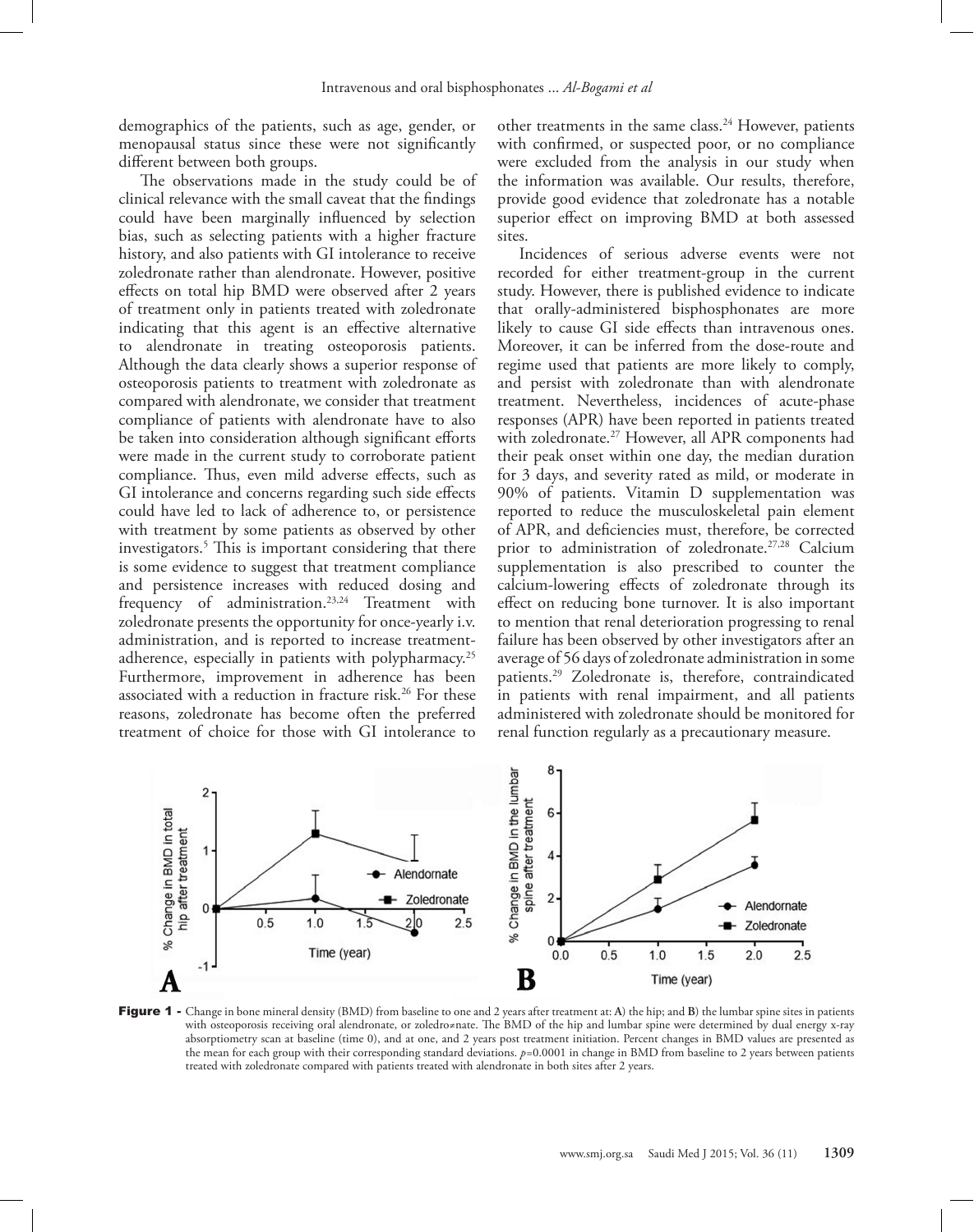demographics of the patients, such as age, gender, or menopausal status since these were not significantly different between both groups.

The observations made in the study could be of clinical relevance with the small caveat that the findings could have been marginally influenced by selection bias, such as selecting patients with a higher fracture history, and also patients with GI intolerance to receive zoledronate rather than alendronate. However, positive effects on total hip BMD were observed after 2 years of treatment only in patients treated with zoledronate indicating that this agent is an effective alternative to alendronate in treating osteoporosis patients. Although the data clearly shows a superior response of osteoporosis patients to treatment with zoledronate as compared with alendronate, we consider that treatment compliance of patients with alendronate have to also be taken into consideration although significant efforts were made in the current study to corroborate patient compliance. Thus, even mild adverse effects, such as GI intolerance and concerns regarding such side effects could have led to lack of adherence to, or persistence with treatment by some patients as observed by other investigators.[5] This is important considering that there is some evidence to suggest that treatment compliance and persistence increases with reduced dosing and frequency of administration.[23,24] Treatment with zoledronate presents the opportunity for once-yearly i.v. administration, and is reported to increase treatment-adherence, especially in patients with polypharmacy.[25] Furthermore, improvement in adherence has been associated with a reduction in fracture risk.[26] For these reasons, zoledronate has become often the preferred treatment of choice for those with GI intolerance to other treatments in the same class.[24] However, patients with confirmed, or suspected poor, or no compliance were excluded from the analysis in our study when the information was available. Our results, therefore, provide good evidence that zoledronate has a notable superior effect on improving BMD at both assessed sites.

Incidences of serious adverse events were not recorded for either treatment-group in the current study. However, there is published evidence to indicate that orally-administered bisphosphonates are more likely to cause GI side effects than intravenous ones. Moreover, it can be inferred from the dose-route and regime used that patients are more likely to comply, and persist with zoledronate than with alendronate treatment. Nevertheless, incidences of acute-phase responses (APR) have been reported in patients treated with zoledronate.[27] However, all APR components had their peak onset within one day, the median duration for 3 days, and severity rated as mild, or moderate in 90% of patients. Vitamin D supplementation was reported to reduce the musculoskeletal pain element of APR, and deficiencies must, therefore, be corrected prior to administration of zoledronate.[27,28] Calcium supplementation is also prescribed to counter the calcium-lowering effects of zoledronate through its effect on reducing bone turnover. It is also important to mention that renal deterioration progressing to renal failure has been observed by other investigators after an average of 56 days of zoledronate administration in some patients.[29] Zoledronate is, therefore, contraindicated in patients with renal impairment, and all patients administered with zoledronate should be monitored for renal function regularly as a precautionary measure.

**Figure 1 -** Change in bone mineral density (BMD) from baseline to one and 2 years after treatment at: **A**) the hip; and **B**) the lumbar spine sites in patients with osteoporosis receiving oral alendronate, or zoledro≠nate. The BMD of the hip and lumbar spine were determined by dual energy x-ray absorptiometry scan at baseline (time 0), and at one, and 2 years post treatment initiation. Percent changes in BMD values are presented as the mean for each group with their corresponding standard deviations. $p$=0.0001 in change in BMD from baseline to 2 years between patients treated with zoledronate compared with patients treated with alendronate in both sites after 2 years.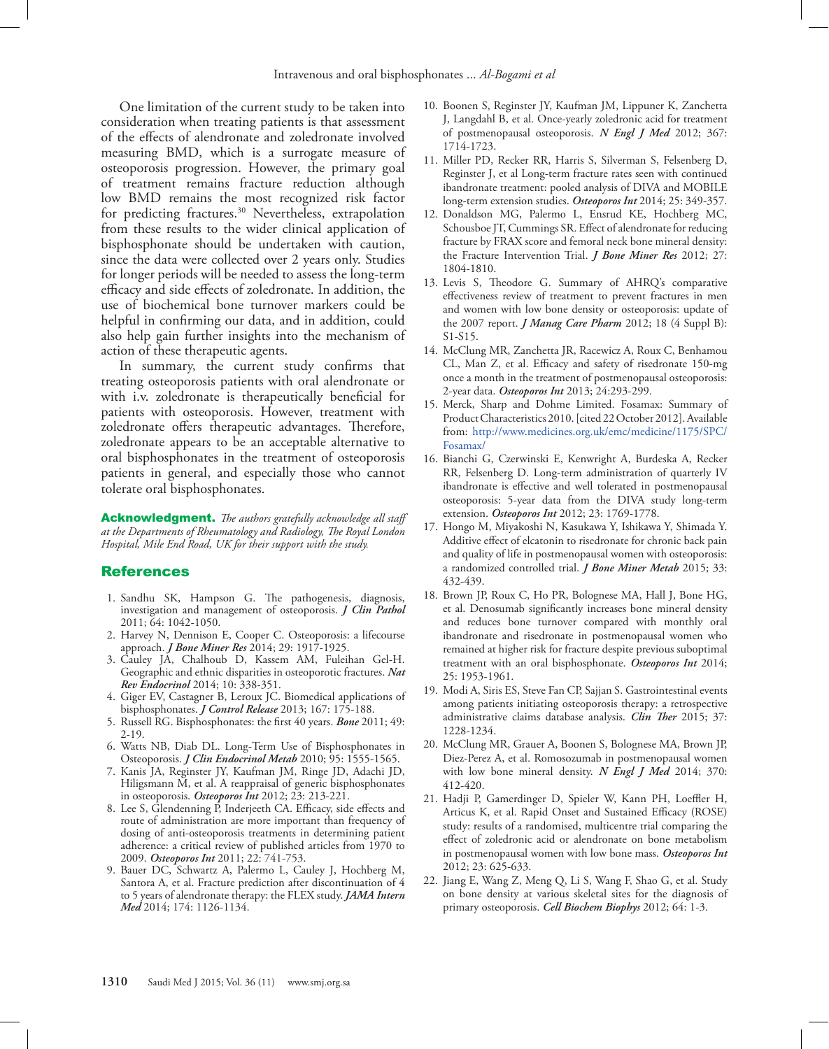One limitation of the current study to be taken into consideration when treating patients is that assessment of the effects of alendronate and zoledronate involved measuring BMD, which is a surrogate measure of osteoporosis progression. However, the primary goal of treatment remains fracture reduction although low BMD remains the most recognized risk factor for predicting fractures.[30] Nevertheless, extrapolation from these results to the wider clinical application of bisphosphonate should be undertaken with caution, since the data were collected over 2 years only. Studies for longer periods will be needed to assess the long-term efficacy and side effects of zoledronate. In addition, the use of biochemical bone turnover markers could be helpful in confirming our data, and in addition, could also help gain further insights into the mechanism of action of these therapeutic agents.

In summary, the current study confirms that treating osteoporosis patients with oral alendronate or with i.v. zoledronate is therapeutically beneficial for patients with osteoporosis. However, treatment with zoledronate offers therapeutic advantages. Therefore, zoledronate appears to be an acceptable alternative to oral bisphosphonates in the treatment of osteoporosis patients in general, and especially those who cannot tolerate oral bisphosphonates.

**Acknowledgment.** *The authors gratefully acknowledge all staff at the Departments of Rheumatology and Radiology, The Royal London Hospital, Mile End Road, UK for their support with the study.*

## References

1. Sandhu SK, Hampson G. The pathogenesis, diagnosis, investigation and management of osteoporosis. ***J Clin Pathol*** 2011; 64: 1042-1050.
2. Harvey N, Dennison E, Cooper C. Osteoporosis: a lifecourse approach. ***J Bone Miner Res*** 2014; 29: 1917-1925.
3. Cauley JA, Chalhoub D, Kassem AM, Fuleihan Gel-H. Geographic and ethnic disparities in osteoporotic fractures. ***Nat Rev Endocrinol*** 2014; 10: 338-351.
4. Giger EV, Castagner B, Leroux JC. Biomedical applications of bisphosphonates. ***J Control Release*** 2013; 167: 175-188.
5. Russell RG. Bisphosphonates: the first 40 years. ***Bone*** 2011; 49: 2-19.
6. Watts NB, Diab DL. Long-Term Use of Bisphosphonates in Osteoporosis. ***J Clin Endocrinol Metab*** 2010; 95: 1555-1565.
7. Kanis JA, Reginster JY, Kaufman JM, Ringe JD, Adachi JD, Hiligsmann M, et al. A reappraisal of generic bisphosphonates in osteoporosis. ***Osteoporos Int*** 2012; 23: 213-221.
8. Lee S, Glendenning P, Inderjeeth CA. Efficacy, side effects and route of administration are more important than frequency of dosing of anti-osteoporosis treatments in determining patient adherence: a critical review of published articles from 1970 to 2009. ***Osteoporos Int*** 2011; 22: 741-753.
9. Bauer DC, Schwartz A, Palermo L, Cauley J, Hochberg M, Santora A, et al. Fracture prediction after discontinuation of 4 to 5 years of alendronate therapy: the FLEX study. ***JAMA Intern Med*** 2014; 174: 1126-1134.
10. Boonen S, Reginster JY, Kaufman JM, Lippuner K, Zanchetta J, Langdahl B, et al. Once-yearly zoledronic acid for treatment of postmenopausal osteoporosis. ***N Engl J Med*** 2012; 367: 1714-1723.
11. Miller PD, Recker RR, Harris S, Silverman S, Felsenberg D, Reginster J, et al Long-term fracture rates seen with continued ibandronate treatment: pooled analysis of DIVA and MOBILE long-term extension studies. ***Osteoporos Int*** 2014; 25: 349-357.
12. Donaldson MG, Palermo L, Ensrud KE, Hochberg MC, Schousboe JT, Cummings SR. Effect of alendronate for reducing fracture by FRAX score and femoral neck bone mineral density: the Fracture Intervention Trial. ***J Bone Miner Res*** 2012; 27: 1804-1810.
13. Levis S, Theodore G. Summary of AHRQ's comparative effectiveness review of treatment to prevent fractures in men and women with low bone density or osteoporosis: update of the 2007 report. ***J Manag Care Pharm*** 2012; 18 (4 Suppl B): S1-S15.
14. McClung MR, Zanchetta JR, Racewicz A, Roux C, Benhamou CL, Man Z, et al. Efficacy and safety of risedronate 150-mg once a month in the treatment of postmenopausal osteoporosis: 2-year data. ***Osteoporos Int*** 2013; 24:293-299.
15. Merck, Sharp and Dohme Limited. Fosamax: Summary of Product Characteristics 2010. [cited 22 October 2012]. Available from: http://www.medicines.org.uk/emc/medicine/1175/SPC/Fosamax/
16. Bianchi G, Czerwinski E, Kenwright A, Burdeska A, Recker RR, Felsenberg D. Long-term administration of quarterly IV ibandronate is effective and well tolerated in postmenopausal osteoporosis: 5-year data from the DIVA study long-term extension. ***Osteoporos Int*** 2012; 23: 1769-1778.
17. Hongo M, Miyakoshi N, Kasukawa Y, Ishikawa Y, Shimada Y. Additive effect of elcatonin to risedronate for chronic back pain and quality of life in postmenopausal women with osteoporosis: a randomized controlled trial. ***J Bone Miner Metab*** 2015; 33: 432-439.
18. Brown JP, Roux C, Ho PR, Bolognese MA, Hall J, Bone HG, et al. Denosumab significantly increases bone mineral density and reduces bone turnover compared with monthly oral ibandronate and risedronate in postmenopausal women who remained at higher risk for fracture despite previous suboptimal treatment with an oral bisphosphonate. ***Osteoporos Int*** 2014; 25: 1953-1961.
19. Modi A, Siris ES, Steve Fan CP, Sajjan S. Gastrointestinal events among patients initiating osteoporosis therapy: a retrospective administrative claims database analysis. ***Clin Ther*** 2015; 37: 1228-1234.
20. McClung MR, Grauer A, Boonen S, Bolognese MA, Brown JP, Diez-Perez A, et al. Romosozumab in postmenopausal women with low bone mineral density. ***N Engl J Med*** 2014; 370: 412-420.
21. Hadji P, Gamerdinger D, Spieler W, Kann PH, Loeffler H, Articus K, et al. Rapid Onset and Sustained Efficacy (ROSE) study: results of a randomised, multicentre trial comparing the effect of zoledronic acid or alendronate on bone metabolism in postmenopausal women with low bone mass. ***Osteoporos Int*** 2012; 23: 625-633.
22. Jiang E, Wang Z, Meng Q, Li S, Wang F, Shao G, et al. Study on bone density at various skeletal sites for the diagnosis of primary osteoporosis. ***Cell Biochem Biophys*** 2012; 64: 1-3.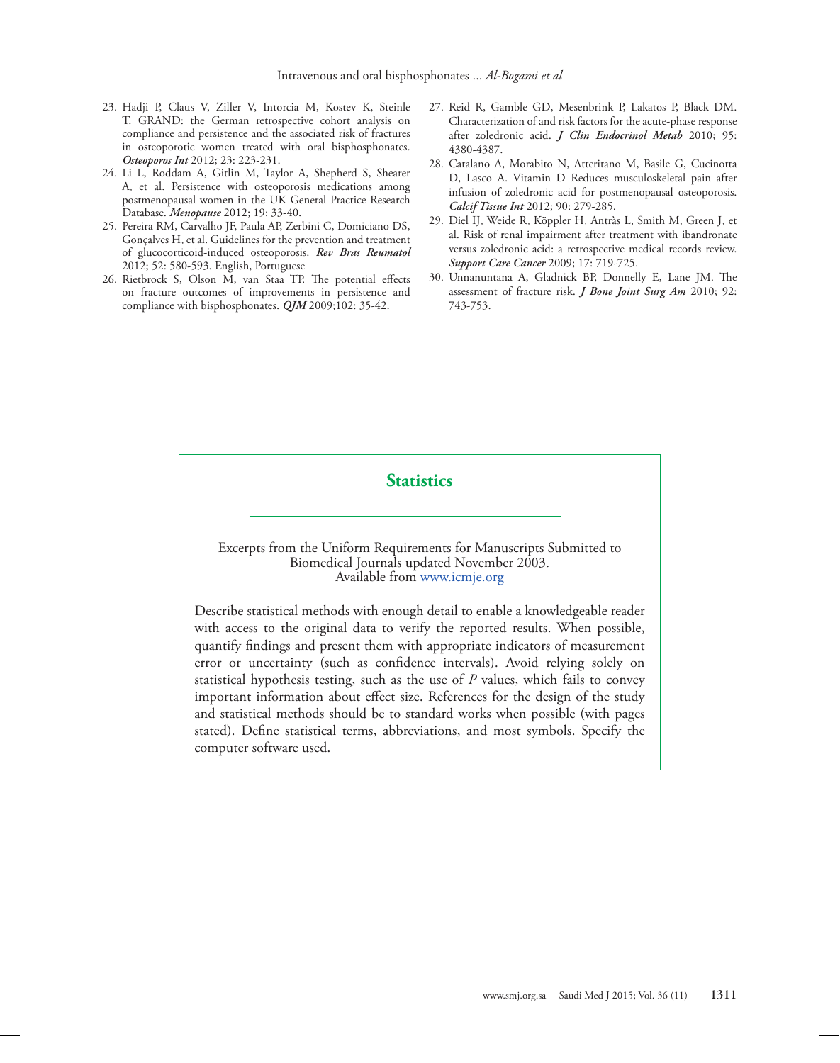23. Hadji P, Claus V, Ziller V, Intorcia M, Kostev K, Steinle T. GRAND: the German retrospective cohort analysis on compliance and persistence and the associated risk of fractures in osteoporotic women treated with oral bisphosphonates. ***Osteoporos Int*** 2012; 23: 223-231.
24. Li L, Roddam A, Gitlin M, Taylor A, Shepherd S, Shearer A, et al. Persistence with osteoporosis medications among postmenopausal women in the UK General Practice Research Database. ***Menopause*** 2012; 19: 33-40.
25. Pereira RM, Carvalho JF, Paula AP, Zerbini C, Domiciano DS, Gonçalves H, et al. Guidelines for the prevention and treatment of glucocorticoid-induced osteoporosis. ***Rev Bras Reumatol*** 2012; 52: 580-593. English, Portuguese
26. Rietbrock S, Olson M, van Staa TP. The potential effects on fracture outcomes of improvements in persistence and compliance with bisphosphonates. ***QJM*** 2009;102: 35-42.
27. Reid R, Gamble GD, Mesenbrink P, Lakatos P, Black DM. Characterization of and risk factors for the acute-phase response after zoledronic acid. ***J Clin Endocrinol Metab*** 2010; 95: 4380-4387.
28. Catalano A, Morabito N, Atteritano M, Basile G, Cucinotta D, Lasco A. Vitamin D Reduces musculoskeletal pain after infusion of zoledronic acid for postmenopausal osteoporosis. ***Calcif Tissue Int*** 2012; 90: 279-285.
29. Diel IJ, Weide R, Köppler H, Antràs L, Smith M, Green J, et al. Risk of renal impairment after treatment with ibandronate versus zoledronic acid: a retrospective medical records review. ***Support Care Cancer*** 2009; 17: 719-725.
30. Unnanuntana A, Gladnick BP, Donnelly E, Lane JM. The assessment of fracture risk. ***J Bone Joint Surg Am*** 2010; 92: 743-753.

## Statistics

Excerpts from the Uniform Requirements for Manuscripts Submitted to Biomedical Journals updated November 2003.
Available from www.icmje.org

Describe statistical methods with enough detail to enable a knowledgeable reader with access to the original data to verify the reported results. When possible, quantify findings and present them with appropriate indicators of measurement error or uncertainty (such as confidence intervals). Avoid relying solely on statistical hypothesis testing, such as the use of *P* values, which fails to convey important information about effect size. References for the design of the study and statistical methods should be to standard works when possible (with pages stated). Define statistical terms, abbreviations, and most symbols. Specify the computer software used.